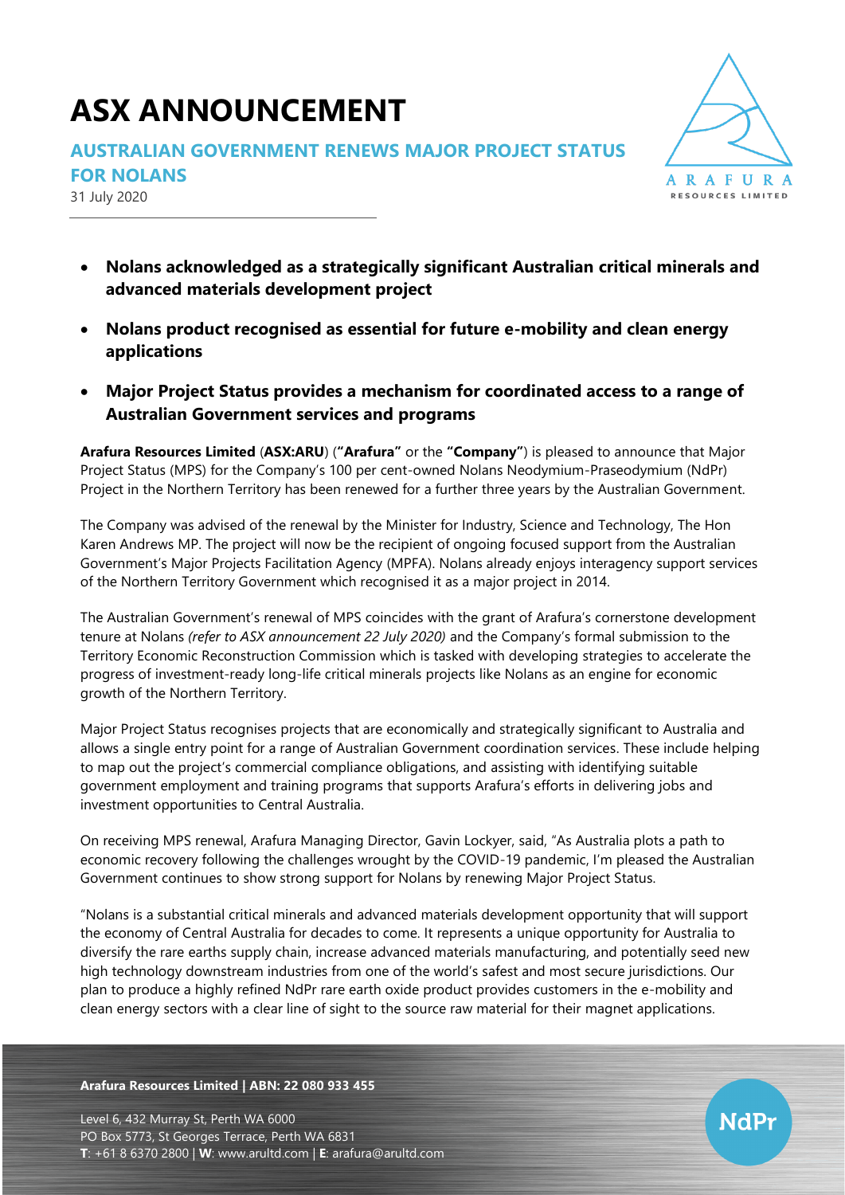# ASX ANNOUNCEMENT

## AUSTRALIAN GOVERNMENT RENEWS MAJOR PROJECT STATUS FOR NOLANS

31 July 2020

- **Nolans acknowledged as a strategically significant Australian critical minerals and advanced materials development project**
- **Nolans product recognised as essential for future e-mobility and clean energy applications**
- **Major Project Status provides a mechanism for coordinated access to a range of Australian Government services and programs**

**Arafura Resources Limited** (**ASX:ARU**) (**"Arafura"** or the **"Company"**) is pleased to announce that Major Project Status (MPS) for the Company's 100 per cent-owned Nolans Neodymium-Praseodymium (NdPr) Project in the Northern Territory has been renewed for a further three years by the Australian Government.

The Company was advised of the renewal by the Minister for Industry, Science and Technology, The Hon Karen Andrews MP. The project will now be the recipient of ongoing focused support from the Australian Government's Major Projects Facilitation Agency (MPFA). Nolans already enjoys interagency support services of the Northern Territory Government which recognised it as a major project in 2014.

The Australian Government's renewal of MPS coincides with the grant of Arafura's cornerstone development tenure at Nolans *(refer to ASX announcement 22 July 2020)* and the Company's formal submission to the Territory Economic Reconstruction Commission which is tasked with developing strategies to accelerate the progress of investment-ready long-life critical minerals projects like Nolans as an engine for economic growth of the Northern Territory.

Major Project Status recognises projects that are economically and strategically significant to Australia and allows a single entry point for a range of Australian Government coordination services. These include helping to map out the project's commercial compliance obligations, and assisting with identifying suitable government employment and training programs that supports Arafura's efforts in delivering jobs and investment opportunities to Central Australia.

On receiving MPS renewal, Arafura Managing Director, Gavin Lockyer, said, "As Australia plots a path to economic recovery following the challenges wrought by the COVID-19 pandemic, I'm pleased the Australian Government continues to show strong support for Nolans by renewing Major Project Status.

"Nolans is a substantial critical minerals and advanced materials development opportunity that will support the economy of Central Australia for decades to come. It represents a unique opportunity for Australia to diversify the rare earths supply chain, increase advanced materials manufacturing, and potentially seed new high technology downstream industries from one of the world's safest and most secure jurisdictions. Our plan to produce a highly refined NdPr rare earth oxide product provides customers in the e-mobility and clean energy sectors with a clear line of sight to the source raw material for their magnet applications.

**Arafura Resources Limited | ABN: 22 080 933 455**

Level 6, 432 Murray St, Perth WA 6000
PO Box 5773, St Georges Terrace, Perth WA 6831
**T**: +61 8 6370 2800 | **W**: www.arultd.com | **E**: arafura@arultd.com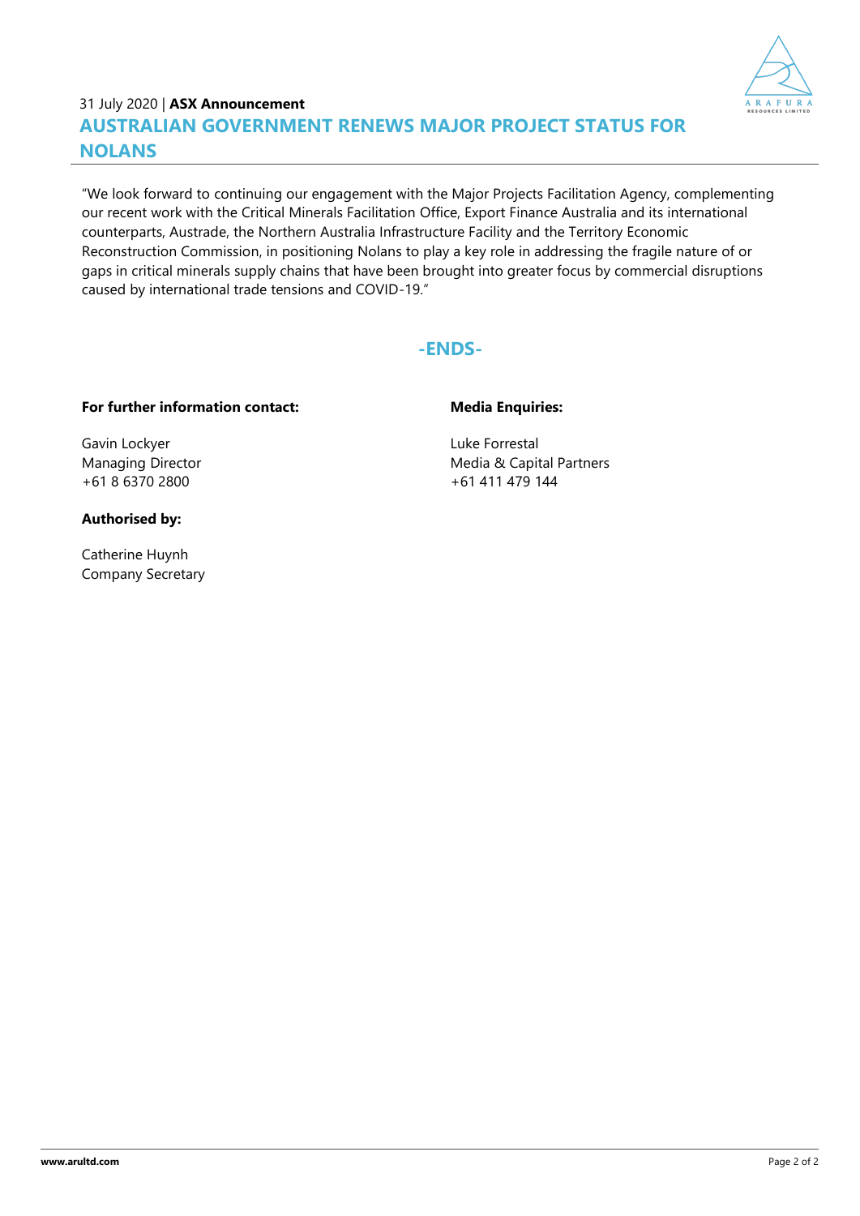31 July 2020 | **ASX Announcement**

# AUSTRALIAN GOVERNMENT RENEWS MAJOR PROJECT STATUS FOR NOLANS

"We look forward to continuing our engagement with the Major Projects Facilitation Agency, complementing our recent work with the Critical Minerals Facilitation Office, Export Finance Australia and its international counterparts, Austrade, the Northern Australia Infrastructure Facility and the Territory Economic Reconstruction Commission, in positioning Nolans to play a key role in addressing the fragile nature of or gaps in critical minerals supply chains that have been brought into greater focus by commercial disruptions caused by international trade tensions and COVID-19."

**-ENDS-**

**For further information contact:**

Gavin Lockyer
Managing Director
+61 8 6370 2800

**Media Enquiries:**

Luke Forrestal
Media & Capital Partners
+61 411 479 144

**Authorised by:**

Catherine Huynh
Company Secretary